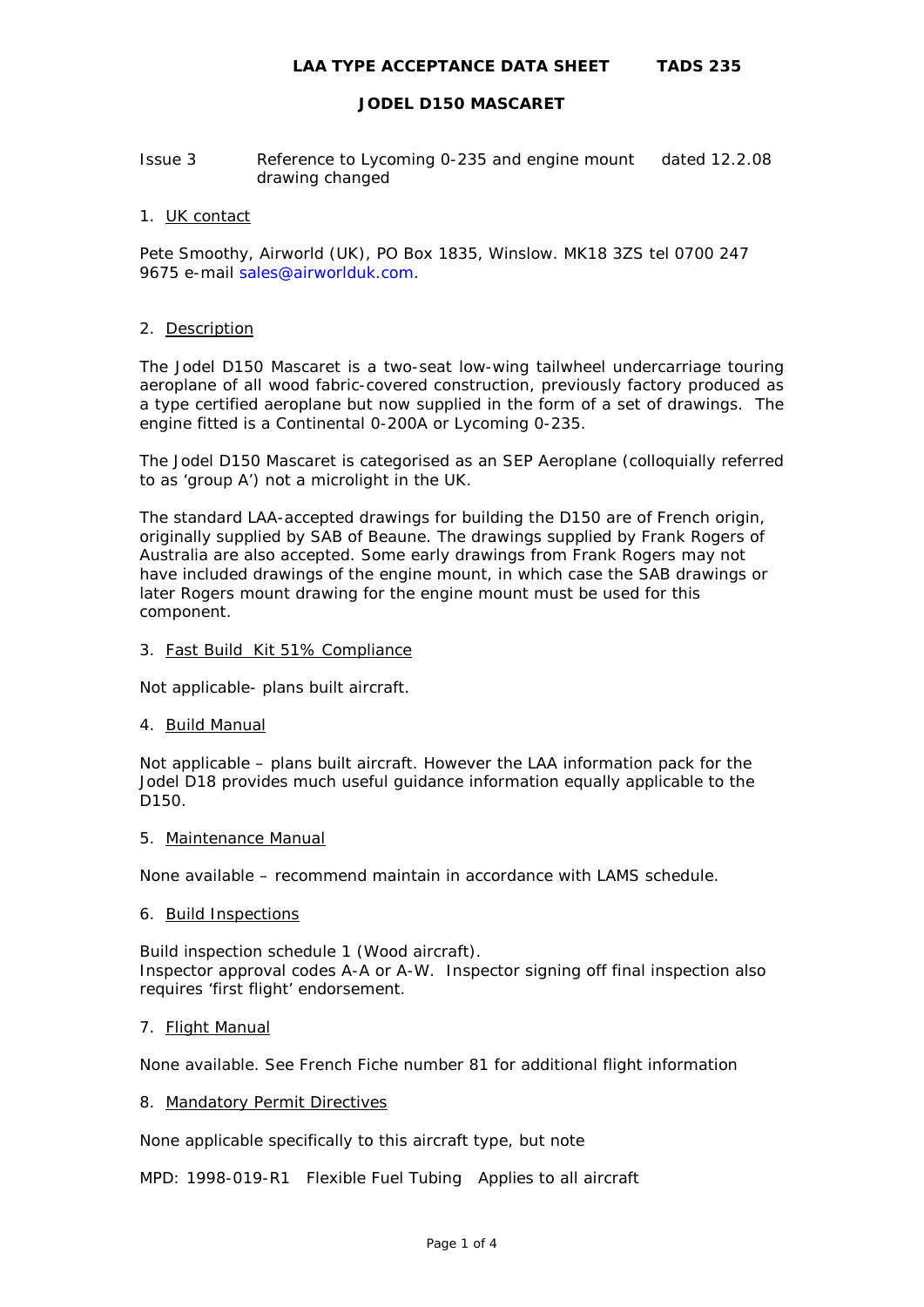# LAA TYPE ACCEPTANCE DATA SHEET TADS 235

## JODEL D150 MASCARET

| Issue 3 | Reference to Lycoming 0-235 and engine mount drawing changed | dated 12.2.08 |
|---|---|---|

1. UK contact

Pete Smoothy, Airworld (UK), PO Box 1835, Winslow. MK18 3ZS tel 0700 247 9675 e-mail sales@airworlduk.com.

2. Description

The Jodel D150 Mascaret is a two-seat low-wing tailwheel undercarriage touring aeroplane of all wood fabric-covered construction, previously factory produced as a type certified aeroplane but now supplied in the form of a set of drawings. The engine fitted is a Continental 0-200A or Lycoming 0-235.

The Jodel D150 Mascaret is categorised as an SEP Aeroplane (colloquially referred to as 'group A') not a microlight in the UK.

The standard LAA-accepted drawings for building the D150 are of French origin, originally supplied by SAB of Beaune. The drawings supplied by Frank Rogers of Australia are also accepted. Some early drawings from Frank Rogers may not have included drawings of the engine mount, in which case the SAB drawings or later Rogers mount drawing for the engine mount must be used for this component.

3. Fast Build Kit 51% Compliance

Not applicable- plans built aircraft.

4. Build Manual

Not applicable – plans built aircraft. However the LAA information pack for the Jodel D18 provides much useful guidance information equally applicable to the D150.

5. Maintenance Manual

None available – recommend maintain in accordance with LAMS schedule.

6. Build Inspections

Build inspection schedule 1 (Wood aircraft).
Inspector approval codes A-A or A-W. Inspector signing off final inspection also requires 'first flight' endorsement.

7. Flight Manual

None available. See French Fiche number 81 for additional flight information

8. Mandatory Permit Directives

None applicable specifically to this aircraft type, but note

MPD: 1998-019-R1 Flexible Fuel Tubing Applies to all aircraft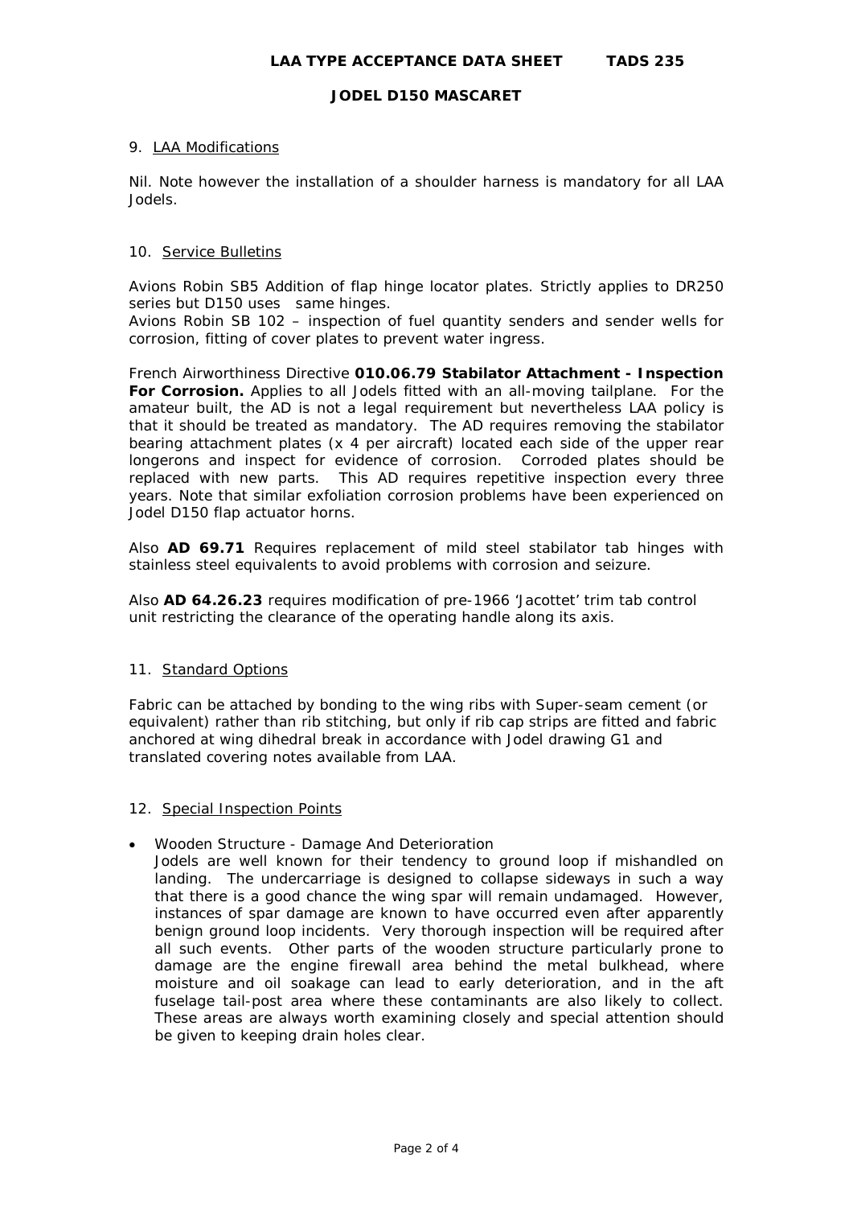## 9. LAA Modifications

Nil. Note however the installation of a shoulder harness is mandatory for all LAA Jodels.

## 10. Service Bulletins

Avions Robin SB5 Addition of flap hinge locator plates. Strictly applies to DR250 series but D150 uses same hinges.
Avions Robin SB 102 – inspection of fuel quantity senders and sender wells for corrosion, fitting of cover plates to prevent water ingress.

French Airworthiness Directive **010.06.79 Stabilator Attachment - Inspection For Corrosion.** Applies to all Jodels fitted with an all-moving tailplane. For the amateur built, the AD is not a legal requirement but nevertheless LAA policy is that it should be treated as mandatory. The AD requires removing the stabilator bearing attachment plates (x 4 per aircraft) located each side of the upper rear longerons and inspect for evidence of corrosion. Corroded plates should be replaced with new parts. This AD requires repetitive inspection every three years. Note that similar exfoliation corrosion problems have been experienced on Jodel D150 flap actuator horns.

Also **AD 69.71** Requires replacement of mild steel stabilator tab hinges with stainless steel equivalents to avoid problems with corrosion and seizure.

Also **AD 64.26.23** requires modification of pre-1966 'Jacottet' trim tab control unit restricting the clearance of the operating handle along its axis.

## 11. Standard Options

Fabric can be attached by bonding to the wing ribs with Super-seam cement (or equivalent) rather than rib stitching, but only if rib cap strips are fitted and fabric anchored at wing dihedral break in accordance with Jodel drawing G1 and translated covering notes available from LAA.

## 12. Special Inspection Points

- Wooden Structure - Damage And Deterioration
  Jodels are well known for their tendency to ground loop if mishandled on landing. The undercarriage is designed to collapse sideways in such a way that there is a good chance the wing spar will remain undamaged. However, instances of spar damage are known to have occurred even after apparently benign ground loop incidents. Very thorough inspection will be required after all such events. Other parts of the wooden structure particularly prone to damage are the engine firewall area behind the metal bulkhead, where moisture and oil soakage can lead to early deterioration, and in the aft fuselage tail-post area where these contaminants are also likely to collect. These areas are always worth examining closely and special attention should be given to keeping drain holes clear.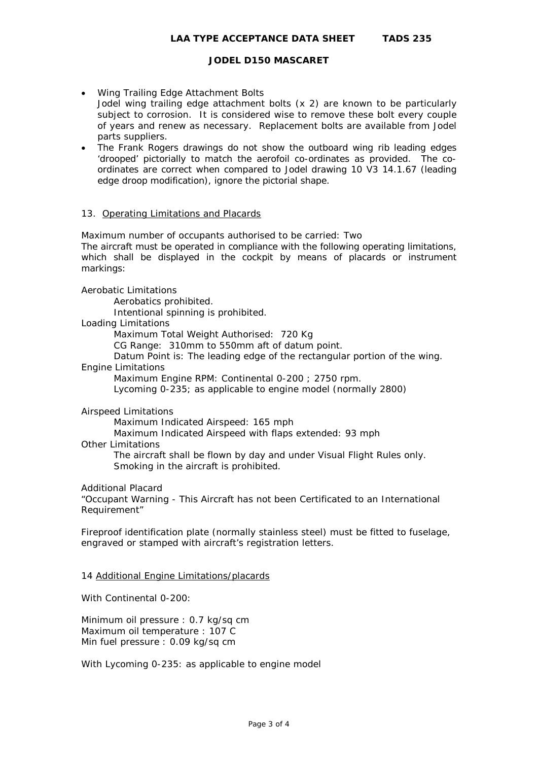- Wing Trailing Edge Attachment Bolts
  Jodel wing trailing edge attachment bolts (x 2) are known to be particularly subject to corrosion. It is considered wise to remove these bolt every couple of years and renew as necessary. Replacement bolts are available from Jodel parts suppliers.
- The Frank Rogers drawings do not show the outboard wing rib leading edges 'drooped' pictorially to match the aerofoil co-ordinates as provided. The co-ordinates are correct when compared to Jodel drawing 10 V3 14.1.67 (leading edge droop modification), ignore the pictorial shape.

## 13. Operating Limitations and Placards

Maximum number of occupants authorised to be carried: Two
The aircraft must be operated in compliance with the following operating limitations, which shall be displayed in the cockpit by means of placards or instrument markings:

Aerobatic Limitations
  Aerobatics prohibited.
  Intentional spinning is prohibited.

Loading Limitations
  Maximum Total Weight Authorised: 720 Kg
  CG Range: 310mm to 550mm aft of datum point.
  Datum Point is: The leading edge of the rectangular portion of the wing.

Engine Limitations
  Maximum Engine RPM: Continental 0-200 ; 2750 rpm.
  Lycoming 0-235; as applicable to engine model (normally 2800)

Airspeed Limitations
  Maximum Indicated Airspeed: 165 mph
  Maximum Indicated Airspeed with flaps extended: 93 mph

Other Limitations
  The aircraft shall be flown by day and under Visual Flight Rules only.
  Smoking in the aircraft is prohibited.

Additional Placard
"Occupant Warning - This Aircraft has not been Certificated to an International Requirement"

Fireproof identification plate (normally stainless steel) must be fitted to fuselage, engraved or stamped with aircraft's registration letters.

## 14 Additional Engine Limitations/placards

With Continental 0-200:

Minimum oil pressure : 0.7 kg/sq cm
Maximum oil temperature : 107 C
Min fuel pressure : 0.09 kg/sq cm

With Lycoming 0-235: as applicable to engine model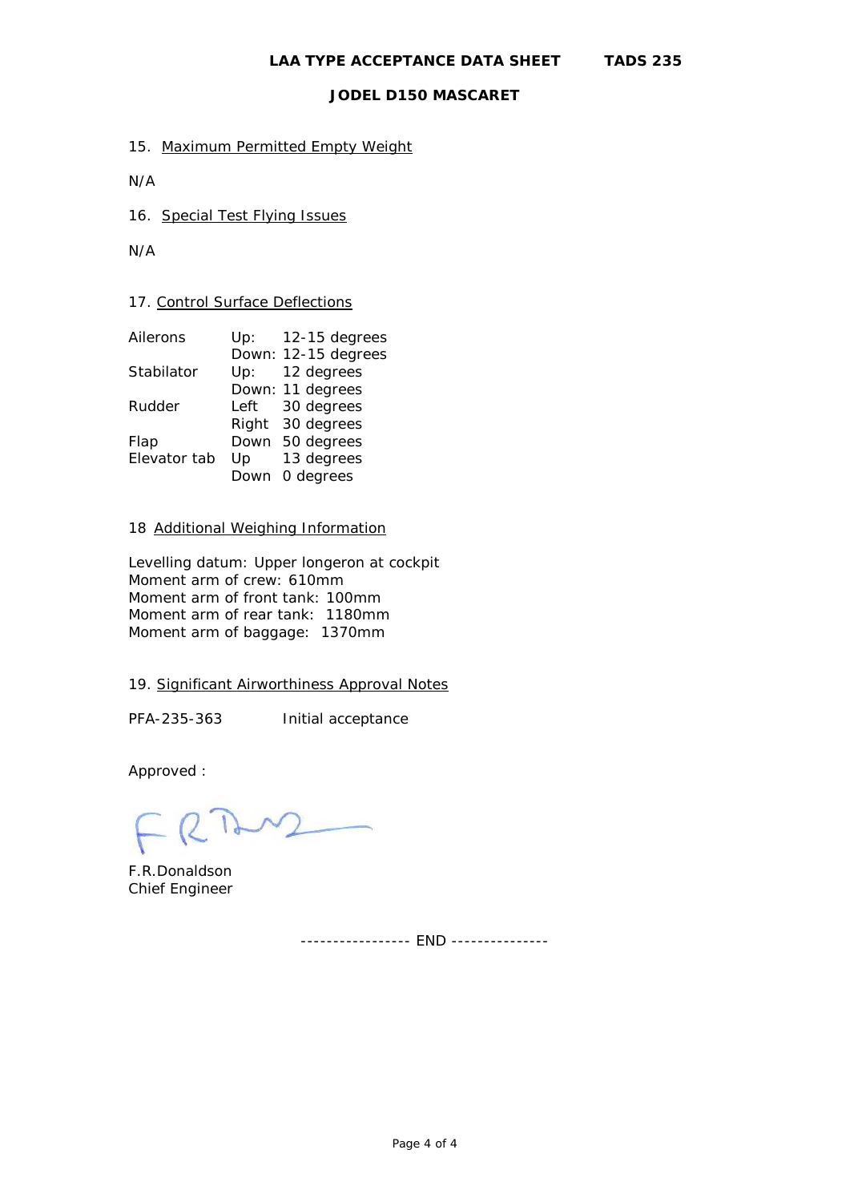15. Maximum Permitted Empty Weight

N/A

16. Special Test Flying Issues

N/A

17. Control Surface Deflections

| | | |
|---|---|---|
| Ailerons | Up: | 12-15 degrees |
| | Down: | 12-15 degrees |
| Stabilator | Up: | 12 degrees |
| | Down: | 11 degrees |
| Rudder | Left | 30 degrees |
| | Right | 30 degrees |
| Flap | Down | 50 degrees |
| Elevator tab | Up | 13 degrees |
| | Down | 0 degrees |

18 Additional Weighing Information

Levelling datum: Upper longeron at cockpit
Moment arm of crew: 610mm
Moment arm of front tank: 100mm
Moment arm of rear tank: 1180mm
Moment arm of baggage: 1370mm

19. Significant Airworthiness Approval Notes

PFA-235-363 Initial acceptance

Approved :

F.R.Donaldson
Chief Engineer

---------------- END ---------------